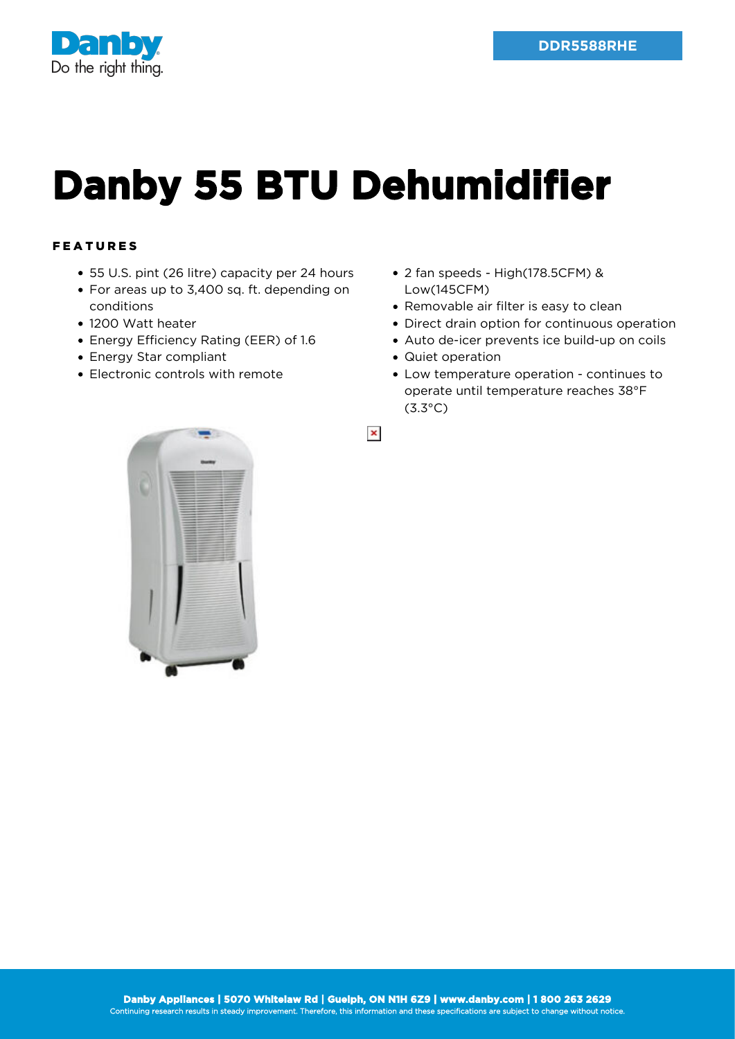Danby
Do the right thing.

DDR5588RHE

# Danby 55 BTU Dehumidifier

## FEATURES

- 55 U.S. pint (26 litre) capacity per 24 hours
- For areas up to 3,400 sq. ft. depending on conditions
- 1200 Watt heater
- Energy Efficiency Rating (EER) of 1.6
- Energy Star compliant
- Electronic controls with remote
- 2 fan speeds - High(178.5CFM) & Low(145CFM)
- Removable air filter is easy to clean
- Direct drain option for continuous operation
- Auto de-icer prevents ice build-up on coils
- Quiet operation
- Low temperature operation - continues to operate until temperature reaches 38°F (3.3°C)

**Danby Appliances | 5070 Whitelaw Rd | Guelph, ON N1H 6Z9 | www.danby.com | 1 800 263 2629**
Continuing research results in steady improvement. Therefore, this information and these specifications are subject to change without notice.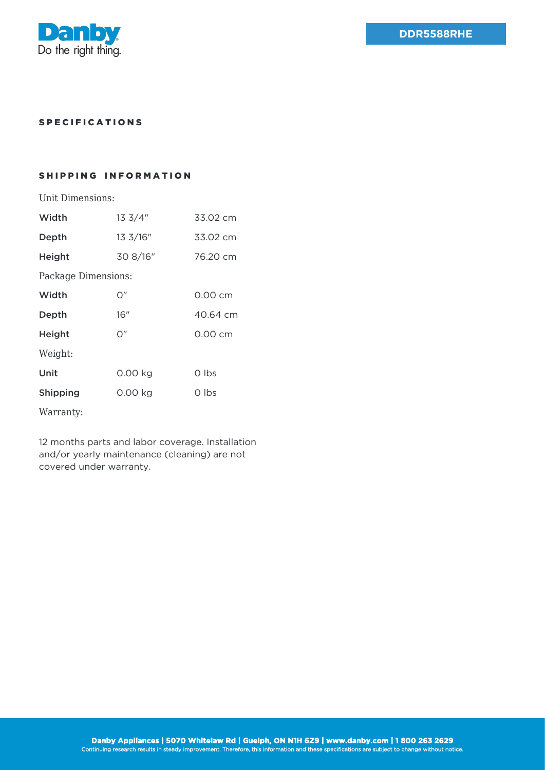## SPECIFICATIONS

### SHIPPING INFORMATION

Unit Dimensions:

| | | |
|---|---|---|
| **Width** | 13 3/4″ | 33.02 cm |
| **Depth** | 13 3/16″ | 33.02 cm |
| **Height** | 30 8/16″ | 76.20 cm |

Package Dimensions:

| | | |
|---|---|---|
| **Width** | 0″ | 0.00 cm |
| **Depth** | 16″ | 40.64 cm |
| **Height** | 0″ | 0.00 cm |

Weight:

| | | |
|---|---|---|
| **Unit** | 0.00 kg | 0 lbs |
| **Shipping** | 0.00 kg | 0 lbs |

Warranty:

12 months parts and labor coverage. Installation and/or yearly maintenance (cleaning) are not covered under warranty.